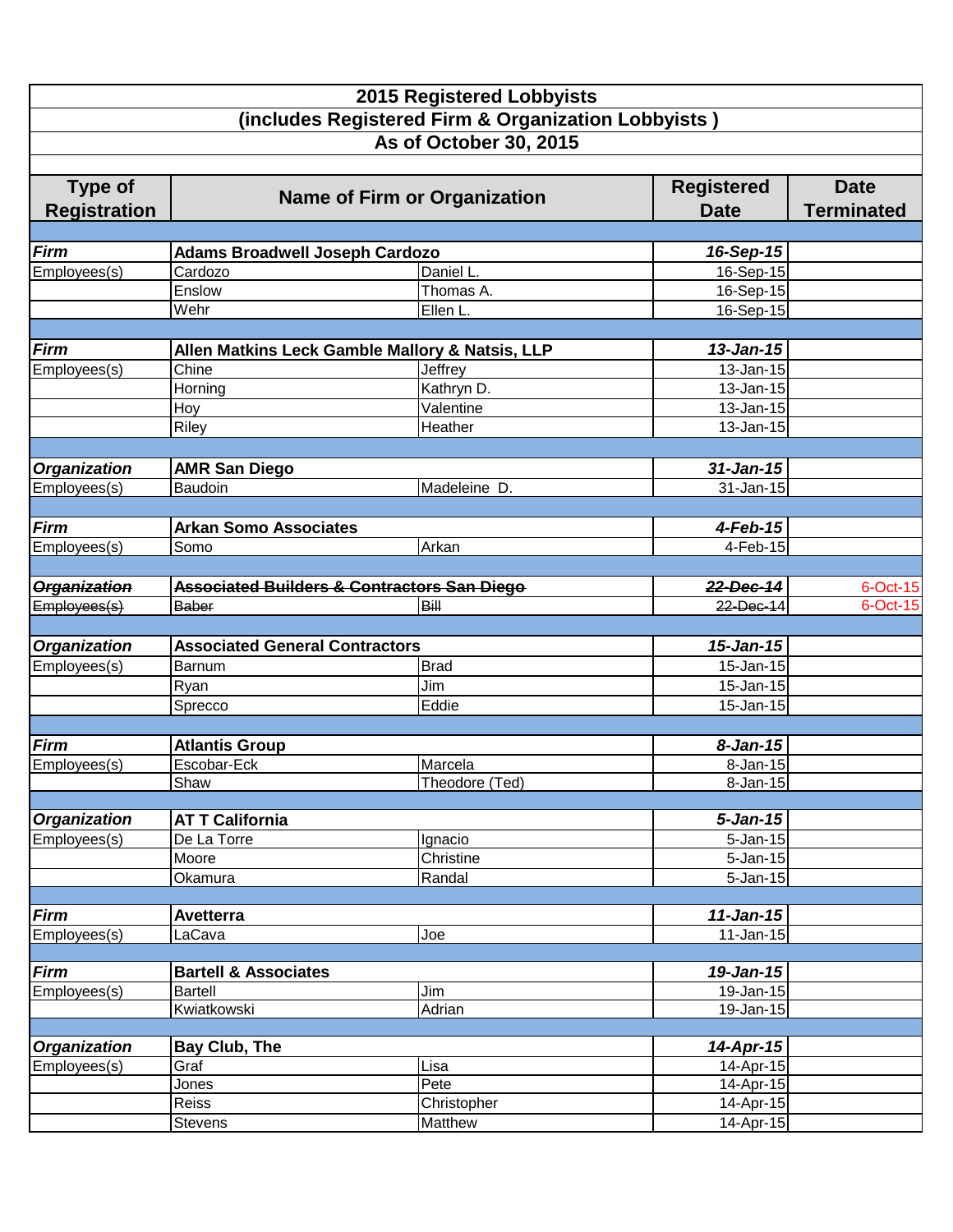# 2015 Registered Lobbyists
## (includes Registered Firm & Organization Lobbyists )
## As of October 30, 2015

| Type of Registration | Name of Firm or Organization | | Registered Date | Date Terminated |
|---|---|---|---|---|
| ***Firm*** | **Adams Broadwell Joseph Cardozo** | | ***16-Sep-15*** | |
| Employees(s) | Cardozo | Daniel L. | 16-Sep-15 | |
| | Enslow | Thomas A. | 16-Sep-15 | |
| | Wehr | Ellen L. | 16-Sep-15 | |
| ***Firm*** | **Allen Matkins Leck Gamble Mallory & Natsis, LLP** | | ***13-Jan-15*** | |
| Employees(s) | Chine | Jeffrey | 13-Jan-15 | |
| | Horning | Kathryn D. | 13-Jan-15 | |
| | Hoy | Valentine | 13-Jan-15 | |
| | Riley | Heather | 13-Jan-15 | |
| ***Organization*** | **AMR San Diego** | | ***31-Jan-15*** | |
| Employees(s) | Baudoin | Madeleine D. | 31-Jan-15 | |
| ***Firm*** | **Arkan Somo Associates** | | ***4-Feb-15*** | |
| Employees(s) | Somo | Arkan | 4-Feb-15 | |
| ~~***Organization***~~ | ~~**Associated Builders & Contractors San Diego**~~ | | ~~***22-Dec-14***~~ | 6-Oct-15 |
| ~~Employees(s)~~ | ~~Baber~~ | ~~Bill~~ | ~~22-Dec-14~~ | 6-Oct-15 |
| ***Organization*** | **Associated General Contractors** | | ***15-Jan-15*** | |
| Employees(s) | Barnum | Brad | 15-Jan-15 | |
| | Ryan | Jim | 15-Jan-15 | |
| | Sprecco | Eddie | 15-Jan-15 | |
| ***Firm*** | **Atlantis Group** | | ***8-Jan-15*** | |
| Employees(s) | Escobar-Eck | Marcela | 8-Jan-15 | |
| | Shaw | Theodore (Ted) | 8-Jan-15 | |
| ***Organization*** | **AT T California** | | ***5-Jan-15*** | |
| Employees(s) | De La Torre | Ignacio | 5-Jan-15 | |
| | Moore | Christine | 5-Jan-15 | |
| | Okamura | Randal | 5-Jan-15 | |
| ***Firm*** | **Avetterra** | | ***11-Jan-15*** | |
| Employees(s) | LaCava | Joe | 11-Jan-15 | |
| ***Firm*** | **Bartell & Associates** | | ***19-Jan-15*** | |
| Employees(s) | Bartell | Jim | 19-Jan-15 | |
| | Kwiatkowski | Adrian | 19-Jan-15 | |
| ***Organization*** | **Bay Club, The** | | ***14-Apr-15*** | |
| Employees(s) | Graf | Lisa | 14-Apr-15 | |
| | Jones | Pete | 14-Apr-15 | |
| | Reiss | Christopher | 14-Apr-15 | |
| | Stevens | Matthew | 14-Apr-15 | |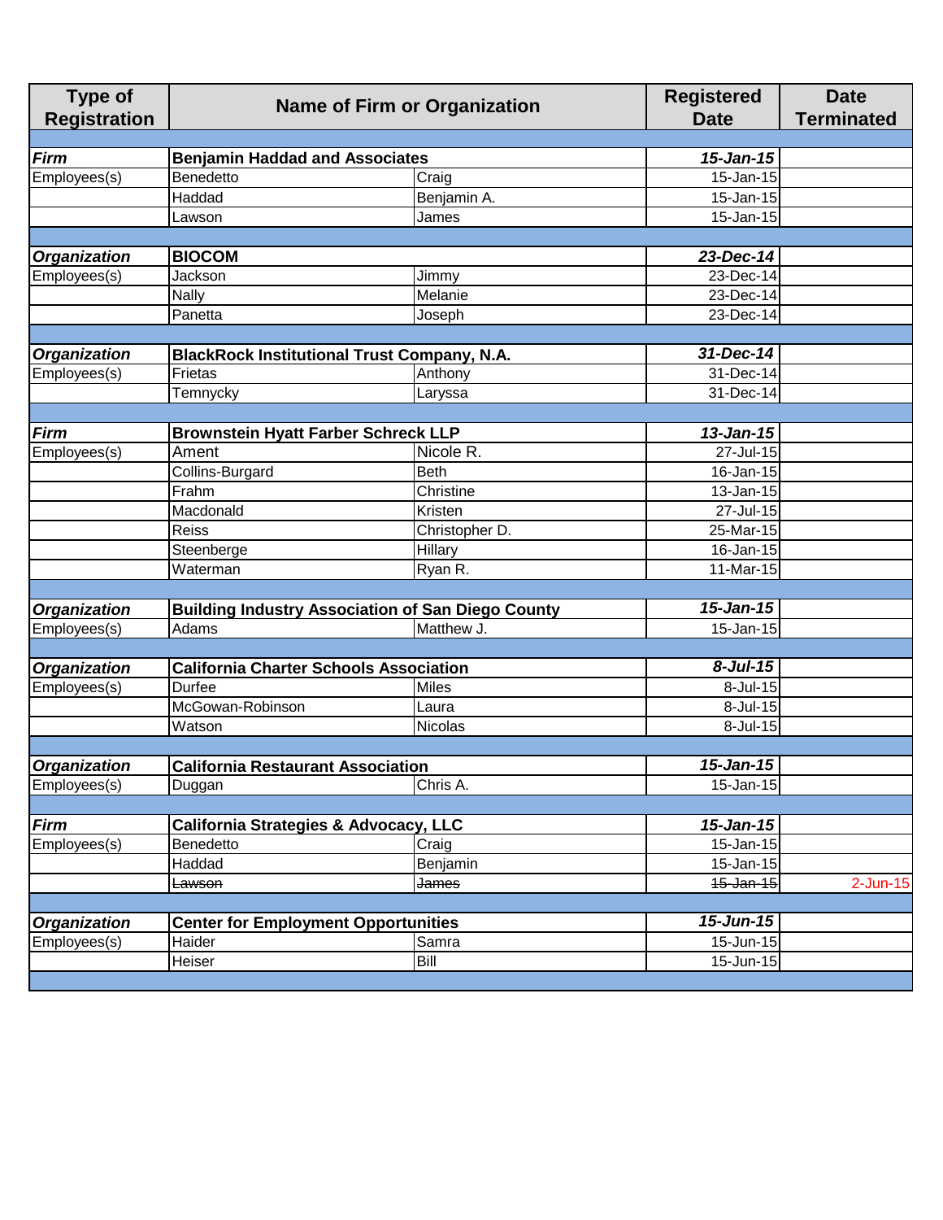| Type of Registration | Name of Firm or Organization | | Registered Date | Date Terminated |
|---|---|---|---|---|
| ***Firm*** | **Benjamin Haddad and Associates** | | ***15-Jan-15*** | |
| Employees(s) | Benedetto | Craig | 15-Jan-15 | |
| | Haddad | Benjamin A. | 15-Jan-15 | |
| | Lawson | James | 15-Jan-15 | |
| ***Organization*** | **BIOCOM** | | ***23-Dec-14*** | |
| Employees(s) | Jackson | Jimmy | 23-Dec-14 | |
| | Nally | Melanie | 23-Dec-14 | |
| | Panetta | Joseph | 23-Dec-14 | |
| ***Organization*** | **BlackRock Institutional Trust Company, N.A.** | | ***31-Dec-14*** | |
| Employees(s) | Frietas | Anthony | 31-Dec-14 | |
| | Temnycky | Laryssa | 31-Dec-14 | |
| ***Firm*** | **Brownstein Hyatt Farber Schreck LLP** | | ***13-Jan-15*** | |
| Employees(s) | Ament | Nicole R. | 27-Jul-15 | |
| | Collins-Burgard | Beth | 16-Jan-15 | |
| | Frahm | Christine | 13-Jan-15 | |
| | Macdonald | Kristen | 27-Jul-15 | |
| | Reiss | Christopher D. | 25-Mar-15 | |
| | Steenberge | Hillary | 16-Jan-15 | |
| | Waterman | Ryan R. | 11-Mar-15 | |
| ***Organization*** | **Building Industry Association of San Diego County** | | ***15-Jan-15*** | |
| Employees(s) | Adams | Matthew J. | 15-Jan-15 | |
| ***Organization*** | **California Charter Schools Association** | | ***8-Jul-15*** | |
| Employees(s) | Durfee | Miles | 8-Jul-15 | |
| | McGowan-Robinson | Laura | 8-Jul-15 | |
| | Watson | Nicolas | 8-Jul-15 | |
| ***Organization*** | **California Restaurant Association** | | ***15-Jan-15*** | |
| Employees(s) | Duggan | Chris A. | 15-Jan-15 | |
| ***Firm*** | **California Strategies & Advocacy, LLC** | | ***15-Jan-15*** | |
| Employees(s) | Benedetto | Craig | 15-Jan-15 | |
| | Haddad | Benjamin | 15-Jan-15 | |
| | ~~Lawson~~ | ~~James~~ | ~~15-Jan-15~~ | 2-Jun-15 |
| ***Organization*** | **Center for Employment Opportunities** | | ***15-Jun-15*** | |
| Employees(s) | Haider | Samra | 15-Jun-15 | |
| | Heiser | Bill | 15-Jun-15 | |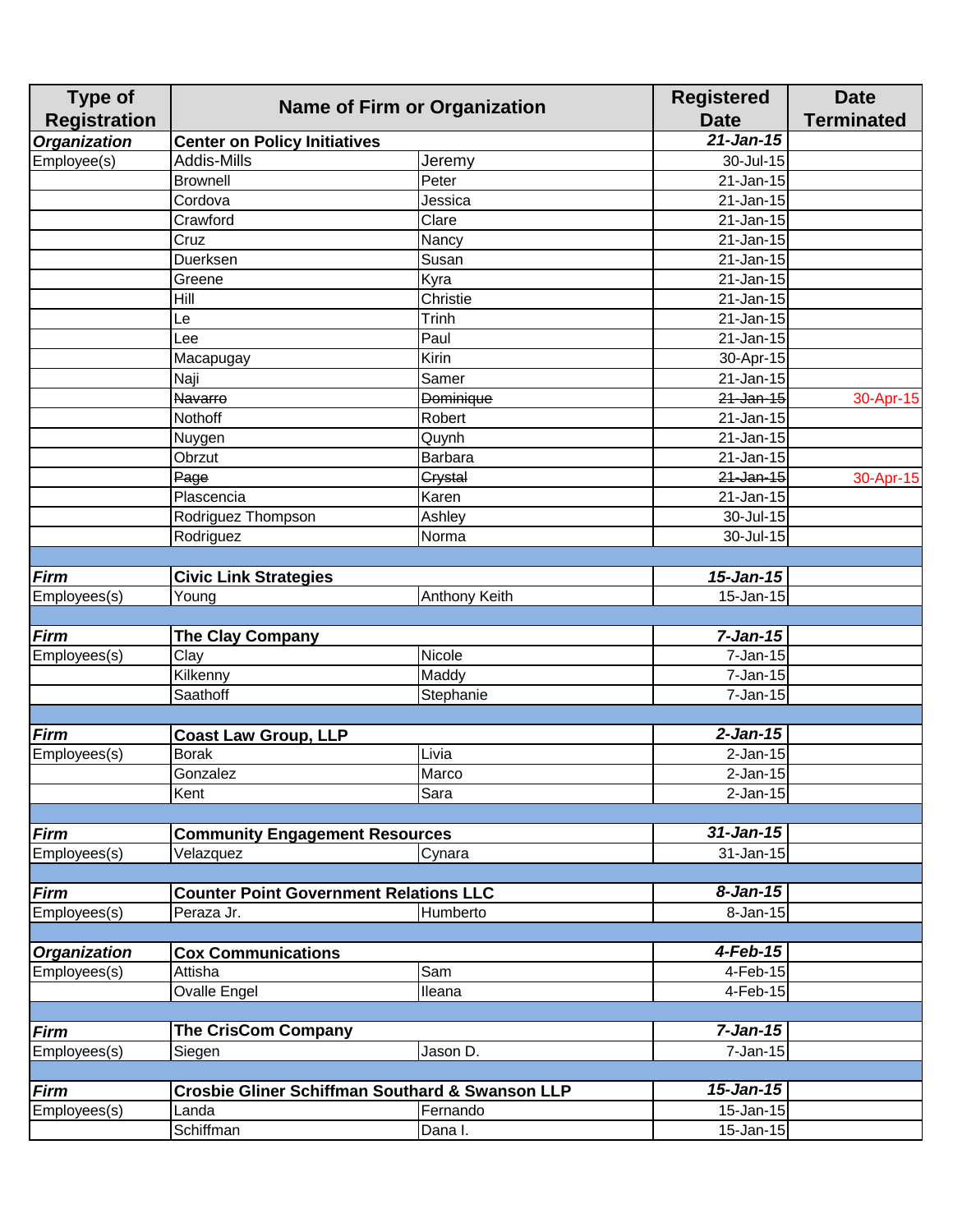| Type of Registration | Name of Firm or Organization | | Registered Date | Date Terminated |
|---|---|---|---|---|
| ***Organization*** | **Center on Policy Initiatives** | | ***21-Jan-15*** | |
| Employee(s) | Addis-Mills | Jeremy | 30-Jul-15 | |
| | Brownell | Peter | 21-Jan-15 | |
| | Cordova | Jessica | 21-Jan-15 | |
| | Crawford | Clare | 21-Jan-15 | |
| | Cruz | Nancy | 21-Jan-15 | |
| | Duerksen | Susan | 21-Jan-15 | |
| | Greene | Kyra | 21-Jan-15 | |
| | Hill | Christie | 21-Jan-15 | |
| | Le | Trinh | 21-Jan-15 | |
| | Lee | Paul | 21-Jan-15 | |
| | Macapugay | Kirin | 30-Apr-15 | |
| | Naji | Samer | 21-Jan-15 | |
| | ~~Navarro~~ | ~~Dominique~~ | ~~21-Jan-15~~ | 30-Apr-15 |
| | Nothoff | Robert | 21-Jan-15 | |
| | Nuygen | Quynh | 21-Jan-15 | |
| | Obrzut | Barbara | 21-Jan-15 | |
| | ~~Page~~ | ~~Crystal~~ | ~~21-Jan-15~~ | 30-Apr-15 |
| | Plascencia | Karen | 21-Jan-15 | |
| | Rodriguez Thompson | Ashley | 30-Jul-15 | |
| | Rodriguez | Norma | 30-Jul-15 | |
| | | | | |
| ***Firm*** | **Civic Link Strategies** | | ***15-Jan-15*** | |
| Employees(s) | Young | Anthony Keith | 15-Jan-15 | |
| | | | | |
| ***Firm*** | **The Clay Company** | | ***7-Jan-15*** | |
| Employees(s) | Clay | Nicole | 7-Jan-15 | |
| | Kilkenny | Maddy | 7-Jan-15 | |
| | Saathoff | Stephanie | 7-Jan-15 | |
| | | | | |
| ***Firm*** | **Coast Law Group, LLP** | | ***2-Jan-15*** | |
| Employees(s) | Borak | Livia | 2-Jan-15 | |
| | Gonzalez | Marco | 2-Jan-15 | |
| | Kent | Sara | 2-Jan-15 | |
| | | | | |
| ***Firm*** | **Community Engagement Resources** | | ***31-Jan-15*** | |
| Employees(s) | Velazquez | Cynara | 31-Jan-15 | |
| | | | | |
| ***Firm*** | **Counter Point Government Relations LLC** | | ***8-Jan-15*** | |
| Employees(s) | Peraza Jr. | Humberto | 8-Jan-15 | |
| | | | | |
| ***Organization*** | **Cox Communications** | | ***4-Feb-15*** | |
| Employees(s) | Attisha | Sam | 4-Feb-15 | |
| | Ovalle Engel | Ileana | 4-Feb-15 | |
| | | | | |
| ***Firm*** | **The CrisCom Company** | | ***7-Jan-15*** | |
| Employees(s) | Siegen | Jason D. | 7-Jan-15 | |
| | | | | |
| ***Firm*** | **Crosbie Gliner Schiffman Southard & Swanson LLP** | | ***15-Jan-15*** | |
| Employees(s) | Landa | Fernando | 15-Jan-15 | |
| | Schiffman | Dana I. | 15-Jan-15 | |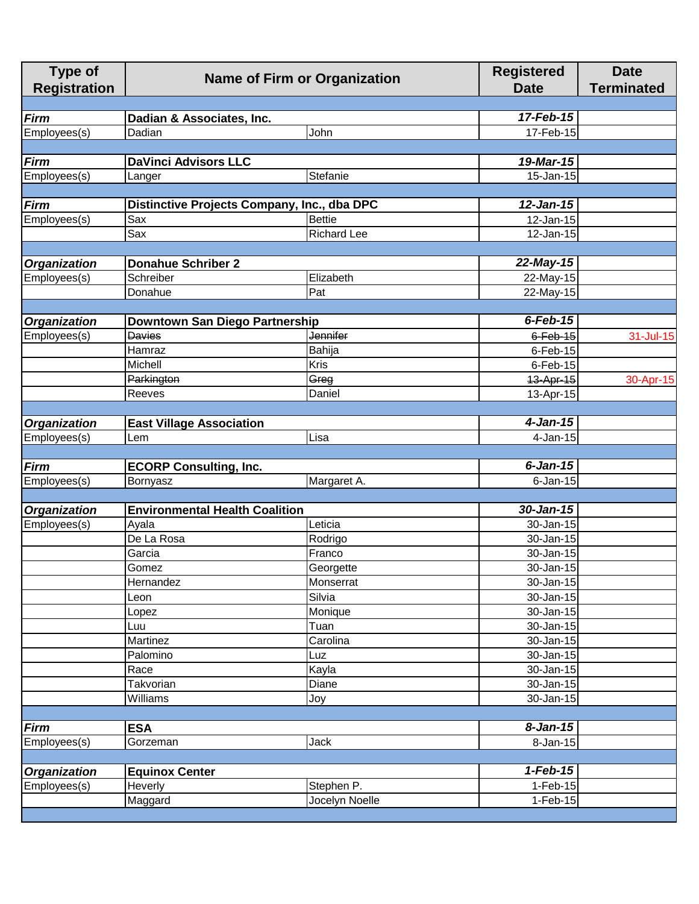| Type of Registration | Name of Firm or Organization | | Registered Date | Date Terminated |
|---|---|---|---|---|
| | | | | |
| ***Firm*** | **Dadian & Associates, Inc.** | | ***17-Feb-15*** | |
| Employees(s) | Dadian | John | 17-Feb-15 | |
| | | | | |
| ***Firm*** | **DaVinci Advisors LLC** | | ***19-Mar-15*** | |
| Employees(s) | Langer | Stefanie | 15-Jan-15 | |
| | | | | |
| ***Firm*** | **Distinctive Projects Company, Inc., dba DPC** | | ***12-Jan-15*** | |
| Employees(s) | Sax | Bettie | 12-Jan-15 | |
| | Sax | Richard Lee | 12-Jan-15 | |
| | | | | |
| ***Organization*** | **Donahue Schriber 2** | | ***22-May-15*** | |
| Employees(s) | Schreiber | Elizabeth | 22-May-15 | |
| | Donahue | Pat | 22-May-15 | |
| | | | | |
| ***Organization*** | **Downtown San Diego Partnership** | | ***6-Feb-15*** | |
| Employees(s) | ~~Davies~~ | ~~Jennifer~~ | ~~6-Feb-15~~ | 31-Jul-15 |
| | Hamraz | Bahija | 6-Feb-15 | |
| | Michell | Kris | 6-Feb-15 | |
| | ~~Parkington~~ | ~~Greg~~ | ~~13-Apr-15~~ | 30-Apr-15 |
| | Reeves | Daniel | 13-Apr-15 | |
| | | | | |
| ***Organization*** | **East Village Association** | | ***4-Jan-15*** | |
| Employees(s) | Lem | Lisa | 4-Jan-15 | |
| | | | | |
| ***Firm*** | **ECORP Consulting, Inc.** | | ***6-Jan-15*** | |
| Employees(s) | Bornyasz | Margaret A. | 6-Jan-15 | |
| | | | | |
| ***Organization*** | **Environmental Health Coalition** | | ***30-Jan-15*** | |
| Employees(s) | Ayala | Leticia | 30-Jan-15 | |
| | De La Rosa | Rodrigo | 30-Jan-15 | |
| | Garcia | Franco | 30-Jan-15 | |
| | Gomez | Georgette | 30-Jan-15 | |
| | Hernandez | Monserrat | 30-Jan-15 | |
| | Leon | Silvia | 30-Jan-15 | |
| | Lopez | Monique | 30-Jan-15 | |
| | Luu | Tuan | 30-Jan-15 | |
| | Martinez | Carolina | 30-Jan-15 | |
| | Palomino | Luz | 30-Jan-15 | |
| | Race | Kayla | 30-Jan-15 | |
| | Takvorian | Diane | 30-Jan-15 | |
| | Williams | Joy | 30-Jan-15 | |
| | | | | |
| ***Firm*** | **ESA** | | ***8-Jan-15*** | |
| Employees(s) | Gorzeman | Jack | 8-Jan-15 | |
| | | | | |
| ***Organization*** | **Equinox Center** | | ***1-Feb-15*** | |
| Employees(s) | Heverly | Stephen P. | 1-Feb-15 | |
| | Maggard | Jocelyn Noelle | 1-Feb-15 | |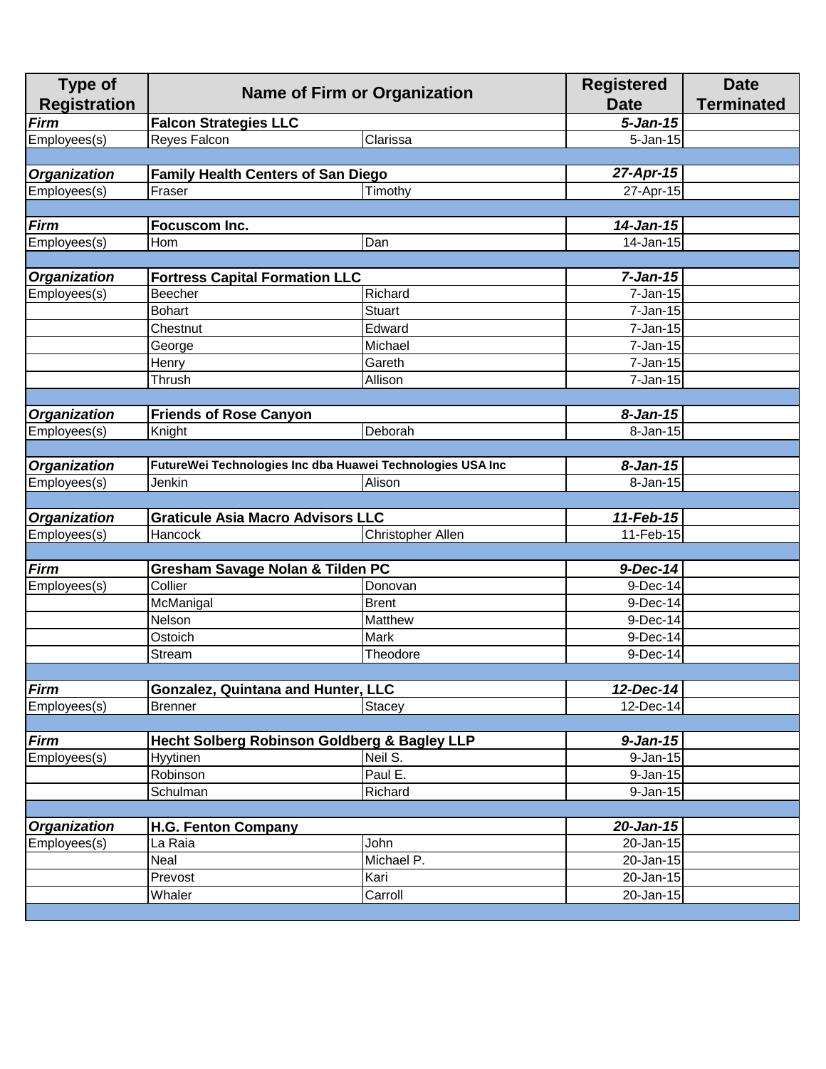| Type of Registration | Name of Firm or Organization | | Registered Date | Date Terminated |
|---|---|---|---|---|
| ***Firm*** | **Falcon Strategies LLC** | | ***5-Jan-15*** | |
| Employees(s) | Reyes Falcon | Clarissa | 5-Jan-15 | |
| | | | | |
| ***Organization*** | **Family Health Centers of San Diego** | | ***27-Apr-15*** | |
| Employees(s) | Fraser | Timothy | 27-Apr-15 | |
| | | | | |
| ***Firm*** | **Focuscom Inc.** | | ***14-Jan-15*** | |
| Employees(s) | Hom | Dan | 14-Jan-15 | |
| | | | | |
| ***Organization*** | **Fortress Capital Formation LLC** | | ***7-Jan-15*** | |
| Employees(s) | Beecher | Richard | 7-Jan-15 | |
| | Bohart | Stuart | 7-Jan-15 | |
| | Chestnut | Edward | 7-Jan-15 | |
| | George | Michael | 7-Jan-15 | |
| | Henry | Gareth | 7-Jan-15 | |
| | Thrush | Allison | 7-Jan-15 | |
| | | | | |
| ***Organization*** | **Friends of Rose Canyon** | | ***8-Jan-15*** | |
| Employees(s) | Knight | Deborah | 8-Jan-15 | |
| | | | | |
| ***Organization*** | **FutureWei Technologies Inc dba Huawei Technologies USA Inc** | | ***8-Jan-15*** | |
| Employees(s) | Jenkin | Alison | 8-Jan-15 | |
| | | | | |
| ***Organization*** | **Graticule Asia Macro Advisors LLC** | | ***11-Feb-15*** | |
| Employees(s) | Hancock | Christopher Allen | 11-Feb-15 | |
| | | | | |
| ***Firm*** | **Gresham Savage Nolan & Tilden PC** | | ***9-Dec-14*** | |
| Employees(s) | Collier | Donovan | 9-Dec-14 | |
| | McManigal | Brent | 9-Dec-14 | |
| | Nelson | Matthew | 9-Dec-14 | |
| | Ostoich | Mark | 9-Dec-14 | |
| | Stream | Theodore | 9-Dec-14 | |
| | | | | |
| ***Firm*** | **Gonzalez, Quintana and Hunter, LLC** | | ***12-Dec-14*** | |
| Employees(s) | Brenner | Stacey | 12-Dec-14 | |
| | | | | |
| ***Firm*** | **Hecht Solberg Robinson Goldberg & Bagley LLP** | | ***9-Jan-15*** | |
| Employees(s) | Hyytinen | Neil S. | 9-Jan-15 | |
| | Robinson | Paul E. | 9-Jan-15 | |
| | Schulman | Richard | 9-Jan-15 | |
| | | | | |
| ***Organization*** | **H.G. Fenton Company** | | ***20-Jan-15*** | |
| Employees(s) | La Raia | John | 20-Jan-15 | |
| | Neal | Michael P. | 20-Jan-15 | |
| | Prevost | Kari | 20-Jan-15 | |
| | Whaler | Carroll | 20-Jan-15 | |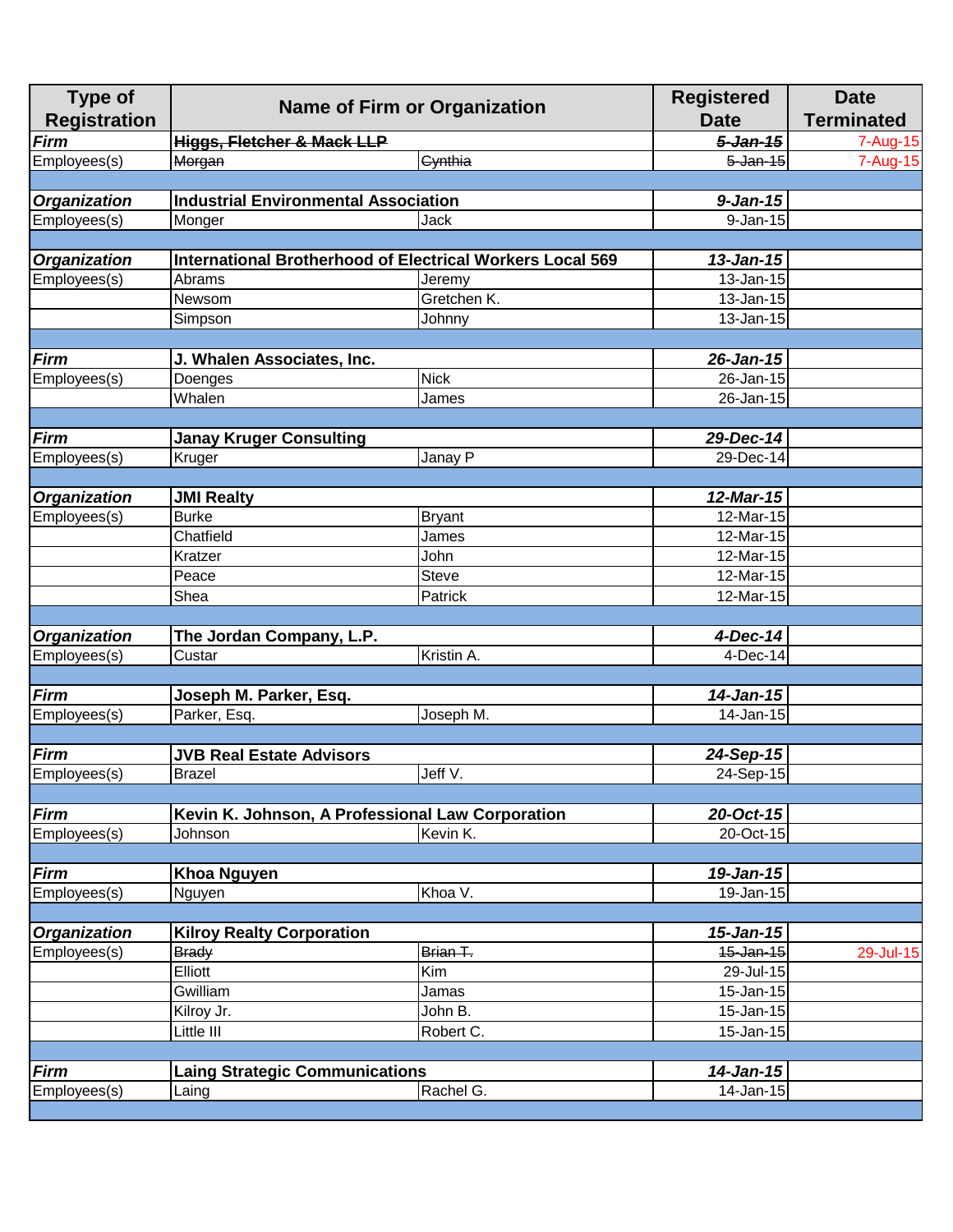| Type of Registration | Name of Firm or Organization | | Registered Date | Date Terminated |
|---|---|---|---|---|
| ***Firm*** | **~~Higgs, Fletcher & Mack LLP~~** | | ***~~5-Jan-15~~*** | 7-Aug-15 |
| Employees(s) | ~~Morgan~~ | ~~Cynthia~~ | ~~5-Jan-15~~ | 7-Aug-15 |
| | | | | |
| ***Organization*** | **Industrial Environmental Association** | | ***9-Jan-15*** | |
| Employees(s) | Monger | Jack | 9-Jan-15 | |
| | | | | |
| ***Organization*** | **International Brotherhood of Electrical Workers Local 569** | | ***13-Jan-15*** | |
| Employees(s) | Abrams | Jeremy | 13-Jan-15 | |
| | Newsom | Gretchen K. | 13-Jan-15 | |
| | Simpson | Johnny | 13-Jan-15 | |
| | | | | |
| ***Firm*** | **J. Whalen Associates, Inc.** | | ***26-Jan-15*** | |
| Employees(s) | Doenges | Nick | 26-Jan-15 | |
| | Whalen | James | 26-Jan-15 | |
| | | | | |
| ***Firm*** | **Janay Kruger Consulting** | | ***29-Dec-14*** | |
| Employees(s) | Kruger | Janay P | 29-Dec-14 | |
| | | | | |
| ***Organization*** | **JMI Realty** | | ***12-Mar-15*** | |
| Employees(s) | Burke | Bryant | 12-Mar-15 | |
| | Chatfield | James | 12-Mar-15 | |
| | Kratzer | John | 12-Mar-15 | |
| | Peace | Steve | 12-Mar-15 | |
| | Shea | Patrick | 12-Mar-15 | |
| | | | | |
| ***Organization*** | **The Jordan Company, L.P.** | | ***4-Dec-14*** | |
| Employees(s) | Custar | Kristin A. | 4-Dec-14 | |
| | | | | |
| ***Firm*** | **Joseph M. Parker, Esq.** | | ***14-Jan-15*** | |
| Employees(s) | Parker, Esq. | Joseph M. | 14-Jan-15 | |
| | | | | |
| ***Firm*** | **JVB Real Estate Advisors** | | ***24-Sep-15*** | |
| Employees(s) | Brazel | Jeff V. | 24-Sep-15 | |
| | | | | |
| ***Firm*** | **Kevin K. Johnson, A Professional Law Corporation** | | ***20-Oct-15*** | |
| Employees(s) | Johnson | Kevin K. | 20-Oct-15 | |
| | | | | |
| ***Firm*** | **Khoa Nguyen** | | ***19-Jan-15*** | |
| Employees(s) | Nguyen | Khoa V. | 19-Jan-15 | |
| | | | | |
| ***Organization*** | **Kilroy Realty Corporation** | | ***15-Jan-15*** | |
| Employees(s) | ~~Brady~~ | ~~Brian T.~~ | ~~15-Jan-15~~ | 29-Jul-15 |
| | Elliott | Kim | 29-Jul-15 | |
| | Gwilliam | Jamas | 15-Jan-15 | |
| | Kilroy Jr. | John B. | 15-Jan-15 | |
| | Little III | Robert C. | 15-Jan-15 | |
| | | | | |
| ***Firm*** | **Laing Strategic Communications** | | ***14-Jan-15*** | |
| Employees(s) | Laing | Rachel G. | 14-Jan-15 | |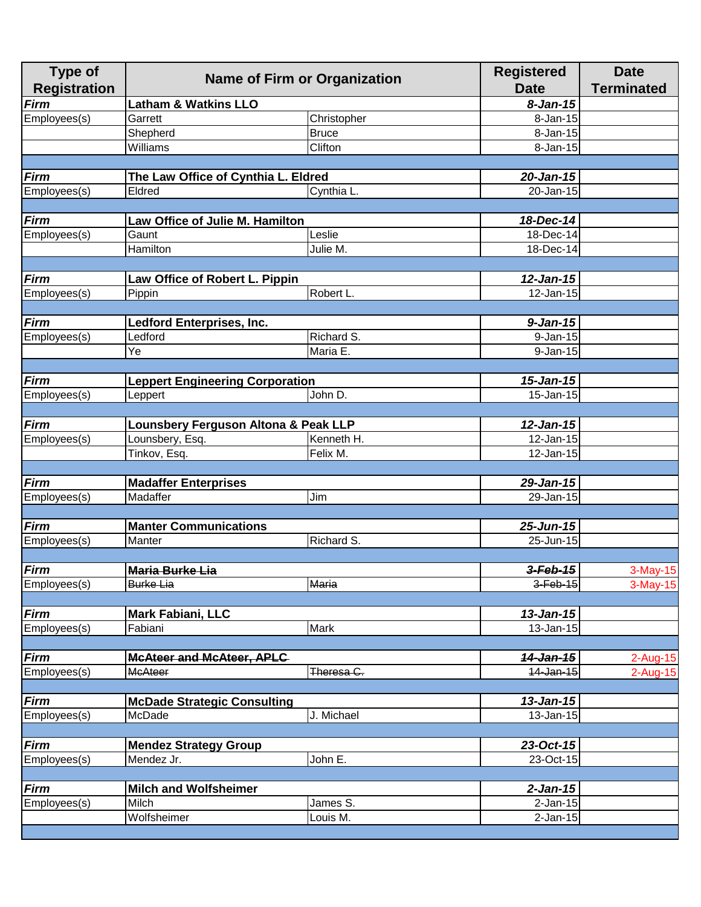| Type of Registration | Name of Firm or Organization | | Registered Date | Date Terminated |
|---|---|---|---|---|
| ***Firm*** | **Latham & Watkins LLO** | | ***8-Jan-15*** | |
| Employees(s) | Garrett | Christopher | 8-Jan-15 | |
| | Shepherd | Bruce | 8-Jan-15 | |
| | Williams | Clifton | 8-Jan-15 | |
| | | | | |
| ***Firm*** | **The Law Office of Cynthia L. Eldred** | | ***20-Jan-15*** | |
| Employees(s) | Eldred | Cynthia L. | 20-Jan-15 | |
| | | | | |
| ***Firm*** | **Law Office of Julie M. Hamilton** | | ***18-Dec-14*** | |
| Employees(s) | Gaunt | Leslie | 18-Dec-14 | |
| | Hamilton | Julie M. | 18-Dec-14 | |
| | | | | |
| ***Firm*** | **Law Office of Robert L. Pippin** | | ***12-Jan-15*** | |
| Employees(s) | Pippin | Robert L. | 12-Jan-15 | |
| | | | | |
| ***Firm*** | **Ledford Enterprises, Inc.** | | ***9-Jan-15*** | |
| Employees(s) | Ledford | Richard S. | 9-Jan-15 | |
| | Ye | Maria E. | 9-Jan-15 | |
| | | | | |
| ***Firm*** | **Leppert Engineering Corporation** | | ***15-Jan-15*** | |
| Employees(s) | Leppert | John D. | 15-Jan-15 | |
| | | | | |
| ***Firm*** | **Lounsbery Ferguson Altona & Peak LLP** | | ***12-Jan-15*** | |
| Employees(s) | Lounsbery, Esq. | Kenneth H. | 12-Jan-15 | |
| | Tinkov, Esq. | Felix M. | 12-Jan-15 | |
| | | | | |
| ***Firm*** | **Madaffer Enterprises** | | ***29-Jan-15*** | |
| Employees(s) | Madaffer | Jim | 29-Jan-15 | |
| | | | | |
| ***Firm*** | **Manter Communications** | | ***25-Jun-15*** | |
| Employees(s) | Manter | Richard S. | 25-Jun-15 | |
| | | | | |
| ***Firm*** | ~~**Maria Burke Lia**~~ | | ~~***3-Feb-15***~~ | 3-May-15 |
| Employees(s) | ~~Burke Lia~~ | ~~Maria~~ | ~~3-Feb-15~~ | 3-May-15 |
| | | | | |
| ***Firm*** | **Mark Fabiani, LLC** | | ***13-Jan-15*** | |
| Employees(s) | Fabiani | Mark | 13-Jan-15 | |
| | | | | |
| ***Firm*** | ~~**McAteer and McAteer, APLC**~~ | | ~~***14-Jan-15***~~ | 2-Aug-15 |
| Employees(s) | ~~McAteer~~ | ~~Theresa C.~~ | ~~14-Jan-15~~ | 2-Aug-15 |
| | | | | |
| ***Firm*** | **McDade Strategic Consulting** | | ***13-Jan-15*** | |
| Employees(s) | McDade | J. Michael | 13-Jan-15 | |
| | | | | |
| ***Firm*** | **Mendez Strategy Group** | | ***23-Oct-15*** | |
| Employees(s) | Mendez Jr. | John E. | 23-Oct-15 | |
| | | | | |
| ***Firm*** | **Milch and Wolfsheimer** | | ***2-Jan-15*** | |
| Employees(s) | Milch | James S. | 2-Jan-15 | |
| | Wolfsheimer | Louis M. | 2-Jan-15 | |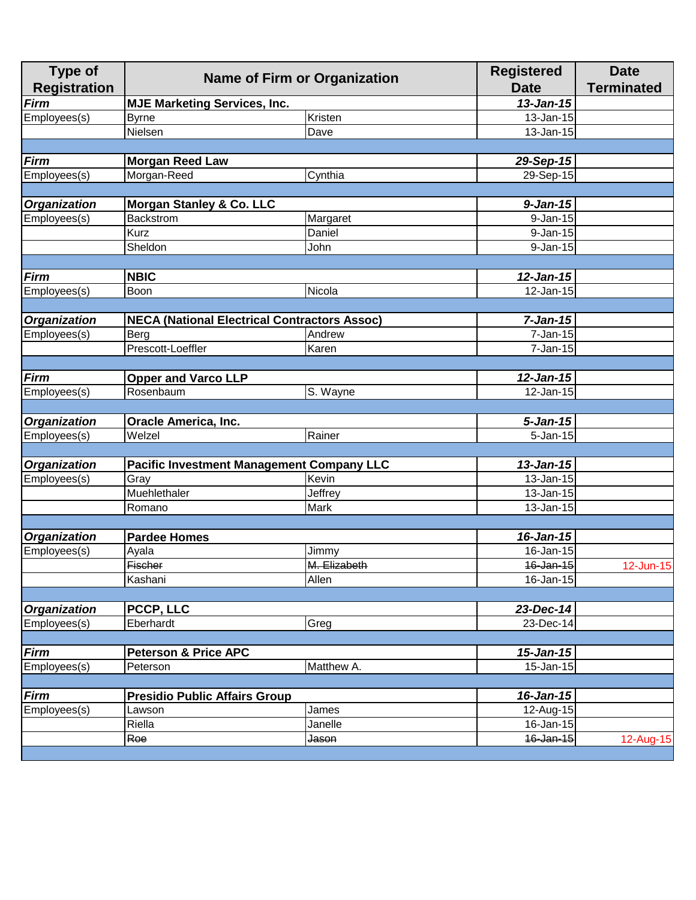| Type of Registration | Name of Firm or Organization | | Registered Date | Date Terminated |
|---|---|---|---|---|
| ***Firm*** | **MJE Marketing Services, Inc.** | | ***13-Jan-15*** | |
| Employees(s) | Byrne | Kristen | 13-Jan-15 | |
| | Nielsen | Dave | 13-Jan-15 | |
| | | | | |
| ***Firm*** | **Morgan Reed Law** | | ***29-Sep-15*** | |
| Employees(s) | Morgan-Reed | Cynthia | 29-Sep-15 | |
| | | | | |
| ***Organization*** | **Morgan Stanley & Co. LLC** | | ***9-Jan-15*** | |
| Employees(s) | Backstrom | Margaret | 9-Jan-15 | |
| | Kurz | Daniel | 9-Jan-15 | |
| | Sheldon | John | 9-Jan-15 | |
| | | | | |
| ***Firm*** | **NBIC** | | ***12-Jan-15*** | |
| Employees(s) | Boon | Nicola | 12-Jan-15 | |
| | | | | |
| ***Organization*** | **NECA (National Electrical Contractors Assoc)** | | ***7-Jan-15*** | |
| Employees(s) | Berg | Andrew | 7-Jan-15 | |
| | Prescott-Loeffler | Karen | 7-Jan-15 | |
| | | | | |
| ***Firm*** | **Opper and Varco LLP** | | ***12-Jan-15*** | |
| Employees(s) | Rosenbaum | S. Wayne | 12-Jan-15 | |
| | | | | |
| ***Organization*** | **Oracle America, Inc.** | | ***5-Jan-15*** | |
| Employees(s) | Welzel | Rainer | 5-Jan-15 | |
| | | | | |
| ***Organization*** | **Pacific Investment Management Company LLC** | | ***13-Jan-15*** | |
| Employees(s) | Gray | Kevin | 13-Jan-15 | |
| | Muehlethaler | Jeffrey | 13-Jan-15 | |
| | Romano | Mark | 13-Jan-15 | |
| | | | | |
| ***Organization*** | **Pardee Homes** | | ***16-Jan-15*** | |
| Employees(s) | Ayala | Jimmy | 16-Jan-15 | |
| | ~~Fischer~~ | ~~M. Elizabeth~~ | ~~16-Jan-15~~ | 12-Jun-15 |
| | Kashani | Allen | 16-Jan-15 | |
| | | | | |
| ***Organization*** | **PCCP, LLC** | | ***23-Dec-14*** | |
| Employees(s) | Eberhardt | Greg | 23-Dec-14 | |
| | | | | |
| ***Firm*** | **Peterson & Price APC** | | ***15-Jan-15*** | |
| Employees(s) | Peterson | Matthew A. | 15-Jan-15 | |
| | | | | |
| ***Firm*** | **Presidio Public Affairs Group** | | ***16-Jan-15*** | |
| Employees(s) | Lawson | James | 12-Aug-15 | |
| | Riella | Janelle | 16-Jan-15 | |
| | ~~Roe~~ | ~~Jason~~ | ~~16-Jan-15~~ | 12-Aug-15 |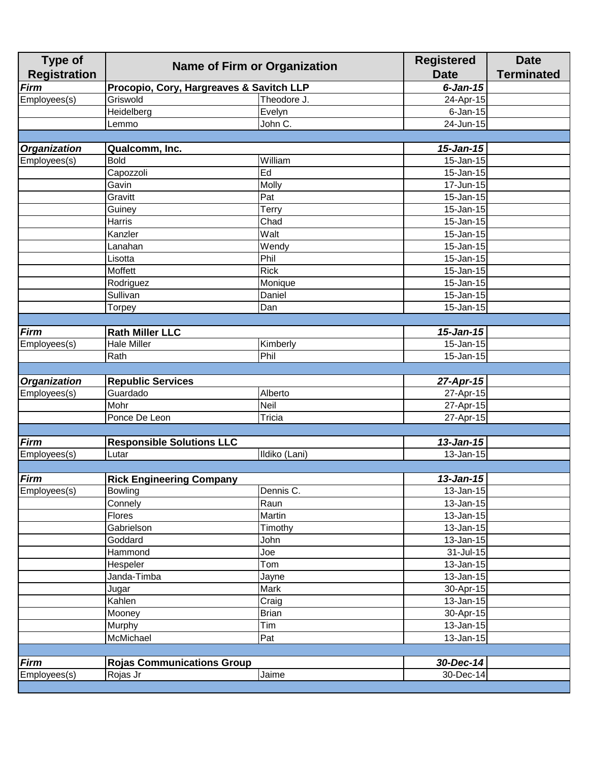| Type of Registration | Name of Firm or Organization | | Registered Date | Date Terminated |
|---|---|---|---|---|
| ***Firm*** | **Procopio, Cory, Hargreaves & Savitch LLP** | | ***6-Jan-15*** | |
| Employees(s) | Griswold | Theodore J. | 24-Apr-15 | |
| | Heidelberg | Evelyn | 6-Jan-15 | |
| | Lemmo | John C. | 24-Jun-15 | |
| | | | | |
| ***Organization*** | **Qualcomm, Inc.** | | ***15-Jan-15*** | |
| Employees(s) | Bold | William | 15-Jan-15 | |
| | Capozzoli | Ed | 15-Jan-15 | |
| | Gavin | Molly | 17-Jun-15 | |
| | Gravitt | Pat | 15-Jan-15 | |
| | Guiney | Terry | 15-Jan-15 | |
| | Harris | Chad | 15-Jan-15 | |
| | Kanzler | Walt | 15-Jan-15 | |
| | Lanahan | Wendy | 15-Jan-15 | |
| | Lisotta | Phil | 15-Jan-15 | |
| | Moffett | Rick | 15-Jan-15 | |
| | Rodriguez | Monique | 15-Jan-15 | |
| | Sullivan | Daniel | 15-Jan-15 | |
| | Torpey | Dan | 15-Jan-15 | |
| | | | | |
| ***Firm*** | **Rath Miller LLC** | | ***15-Jan-15*** | |
| Employees(s) | Hale Miller | Kimberly | 15-Jan-15 | |
| | Rath | Phil | 15-Jan-15 | |
| | | | | |
| ***Organization*** | **Republic Services** | | ***27-Apr-15*** | |
| Employees(s) | Guardado | Alberto | 27-Apr-15 | |
| | Mohr | Neil | 27-Apr-15 | |
| | Ponce De Leon | Tricia | 27-Apr-15 | |
| | | | | |
| ***Firm*** | **Responsible Solutions LLC** | | ***13-Jan-15*** | |
| Employees(s) | Lutar | Ildiko (Lani) | 13-Jan-15 | |
| | | | | |
| ***Firm*** | **Rick Engineering Company** | | ***13-Jan-15*** | |
| Employees(s) | Bowling | Dennis C. | 13-Jan-15 | |
| | Connely | Raun | 13-Jan-15 | |
| | Flores | Martin | 13-Jan-15 | |
| | Gabrielson | Timothy | 13-Jan-15 | |
| | Goddard | John | 13-Jan-15 | |
| | Hammond | Joe | 31-Jul-15 | |
| | Hespeler | Tom | 13-Jan-15 | |
| | Janda-Timba | Jayne | 13-Jan-15 | |
| | Jugar | Mark | 30-Apr-15 | |
| | Kahlen | Craig | 13-Jan-15 | |
| | Mooney | Brian | 30-Apr-15 | |
| | Murphy | Tim | 13-Jan-15 | |
| | McMichael | Pat | 13-Jan-15 | |
| | | | | |
| ***Firm*** | **Rojas Communications Group** | | ***30-Dec-14*** | |
| Employees(s) | Rojas Jr | Jaime | 30-Dec-14 | |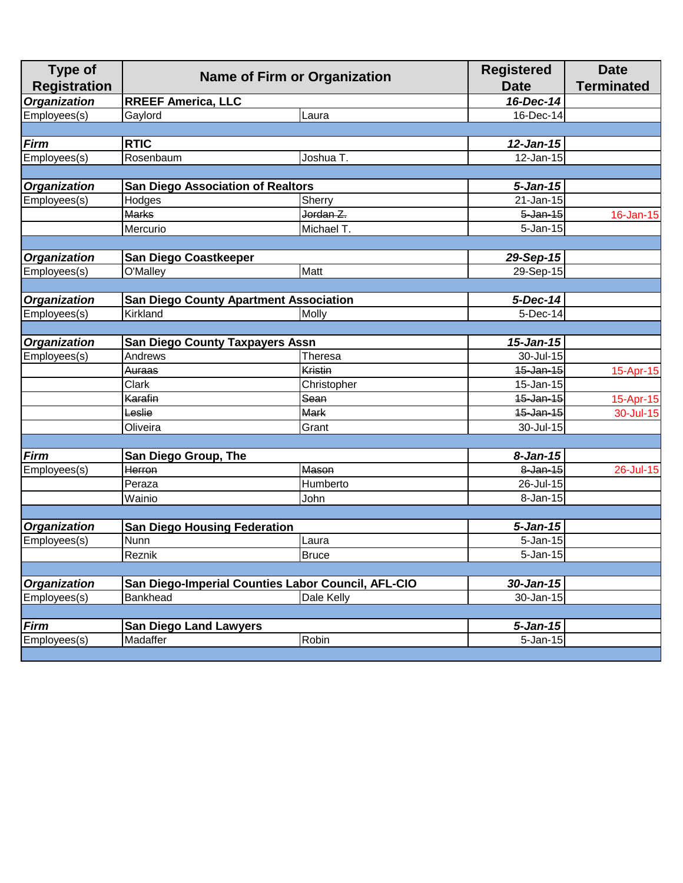| Type of Registration | Name of Firm or Organization | | Registered Date | Date Terminated |
|---|---|---|---|---|
| ***Organization*** | **RREEF America, LLC** | | ***16-Dec-14*** | |
| Employees(s) | Gaylord | Laura | 16-Dec-14 | |
| | | | | |
| ***Firm*** | **RTIC** | | ***12-Jan-15*** | |
| Employees(s) | Rosenbaum | Joshua T. | 12-Jan-15 | |
| | | | | |
| ***Organization*** | **San Diego Association of Realtors** | | ***5-Jan-15*** | |
| Employees(s) | Hodges | Sherry | 21-Jan-15 | |
| | ~~Marks~~ | ~~Jordan Z.~~ | ~~5-Jan-15~~ | 16-Jan-15 |
| | Mercurio | Michael T. | 5-Jan-15 | |
| | | | | |
| ***Organization*** | **San Diego Coastkeeper** | | ***29-Sep-15*** | |
| Employees(s) | O'Malley | Matt | 29-Sep-15 | |
| | | | | |
| ***Organization*** | **San Diego County Apartment Association** | | ***5-Dec-14*** | |
| Employees(s) | Kirkland | Molly | 5-Dec-14 | |
| | | | | |
| ***Organization*** | **San Diego County Taxpayers Assn** | | ***15-Jan-15*** | |
| Employees(s) | Andrews | Theresa | 30-Jul-15 | |
| | ~~Auraas~~ | ~~Kristin~~ | ~~15-Jan-15~~ | 15-Apr-15 |
| | Clark | Christopher | 15-Jan-15 | |
| | ~~Karafin~~ | ~~Sean~~ | ~~15-Jan-15~~ | 15-Apr-15 |
| | ~~Leslie~~ | ~~Mark~~ | ~~15-Jan-15~~ | 30-Jul-15 |
| | Oliveira | Grant | 30-Jul-15 | |
| | | | | |
| ***Firm*** | **San Diego Group, The** | | ***8-Jan-15*** | |
| Employees(s) | ~~Herron~~ | ~~Mason~~ | ~~8-Jan-15~~ | 26-Jul-15 |
| | Peraza | Humberto | 26-Jul-15 | |
| | Wainio | John | 8-Jan-15 | |
| | | | | |
| ***Organization*** | **San Diego Housing Federation** | | ***5-Jan-15*** | |
| Employees(s) | Nunn | Laura | 5-Jan-15 | |
| | Reznik | Bruce | 5-Jan-15 | |
| | | | | |
| ***Organization*** | **San Diego-Imperial Counties Labor Council, AFL-CIO** | | ***30-Jan-15*** | |
| Employees(s) | Bankhead | Dale Kelly | 30-Jan-15 | |
| | | | | |
| ***Firm*** | **San Diego Land Lawyers** | | ***5-Jan-15*** | |
| Employees(s) | Madaffer | Robin | 5-Jan-15 | |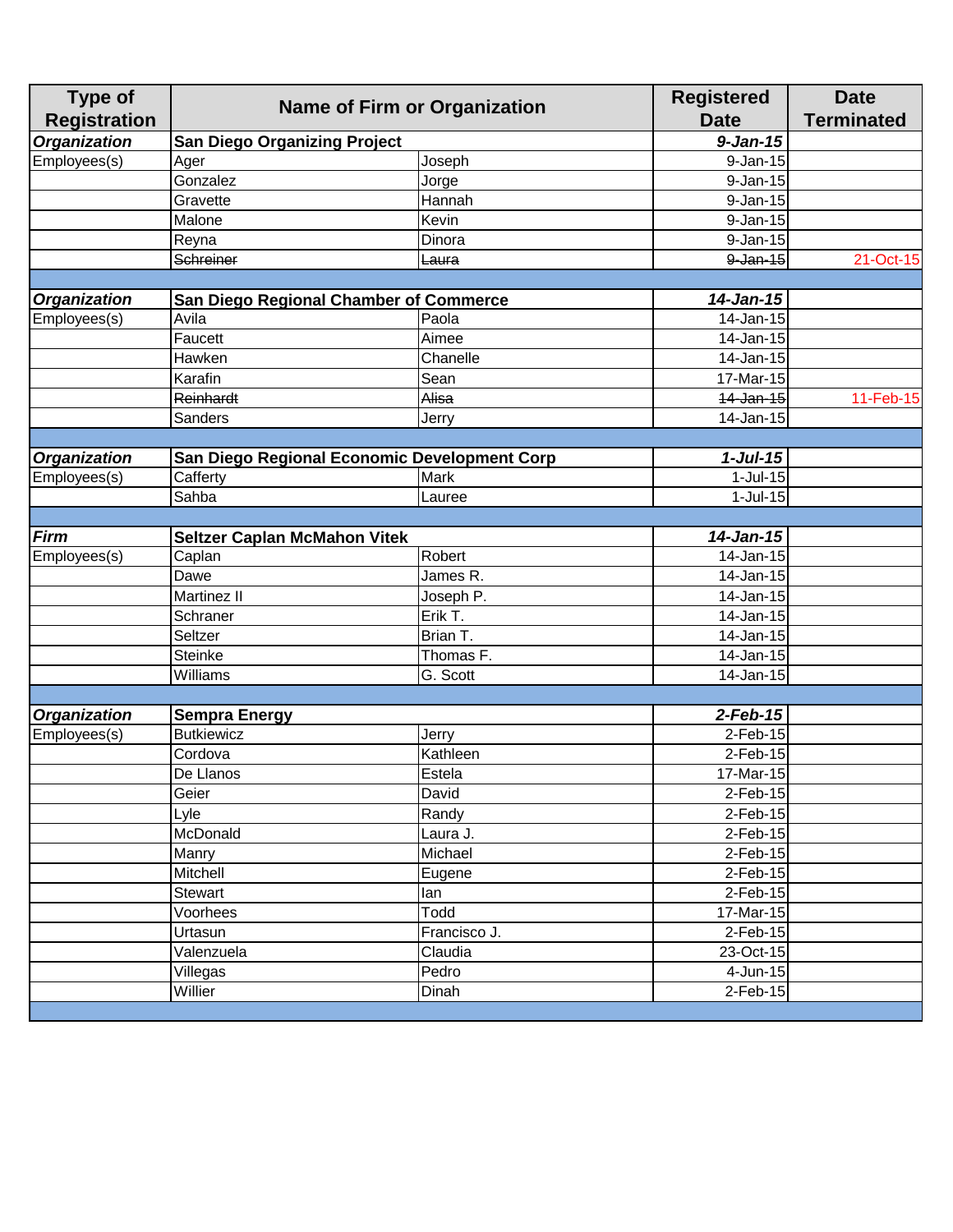| Type of Registration | Name of Firm or Organization | | Registered Date | Date Terminated |
|---|---|---|---|---|
| ***Organization*** | **San Diego Organizing Project** | | ***9-Jan-15*** | |
| Employees(s) | Ager | Joseph | 9-Jan-15 | |
| | Gonzalez | Jorge | 9-Jan-15 | |
| | Gravette | Hannah | 9-Jan-15 | |
| | Malone | Kevin | 9-Jan-15 | |
| | Reyna | Dinora | 9-Jan-15 | |
| | ~~Schreiner~~ | ~~Laura~~ | ~~9-Jan-15~~ | 21-Oct-15 |
| | | | | |
| ***Organization*** | **San Diego Regional Chamber of Commerce** | | ***14-Jan-15*** | |
| Employees(s) | Avila | Paola | 14-Jan-15 | |
| | Faucett | Aimee | 14-Jan-15 | |
| | Hawken | Chanelle | 14-Jan-15 | |
| | Karafin | Sean | 17-Mar-15 | |
| | ~~Reinhardt~~ | ~~Alisa~~ | ~~14-Jan-15~~ | 11-Feb-15 |
| | Sanders | Jerry | 14-Jan-15 | |
| | | | | |
| ***Organization*** | **San Diego Regional Economic Development Corp** | | ***1-Jul-15*** | |
| Employees(s) | Cafferty | Mark | 1-Jul-15 | |
| | Sahba | Lauree | 1-Jul-15 | |
| | | | | |
| ***Firm*** | **Seltzer Caplan McMahon Vitek** | | ***14-Jan-15*** | |
| Employees(s) | Caplan | Robert | 14-Jan-15 | |
| | Dawe | James R. | 14-Jan-15 | |
| | Martinez II | Joseph P. | 14-Jan-15 | |
| | Schraner | Erik T. | 14-Jan-15 | |
| | Seltzer | Brian T. | 14-Jan-15 | |
| | Steinke | Thomas F. | 14-Jan-15 | |
| | Williams | G. Scott | 14-Jan-15 | |
| | | | | |
| ***Organization*** | **Sempra Energy** | | ***2-Feb-15*** | |
| Employees(s) | Butkiewicz | Jerry | 2-Feb-15 | |
| | Cordova | Kathleen | 2-Feb-15 | |
| | De Llanos | Estela | 17-Mar-15 | |
| | Geier | David | 2-Feb-15 | |
| | Lyle | Randy | 2-Feb-15 | |
| | McDonald | Laura J. | 2-Feb-15 | |
| | Manry | Michael | 2-Feb-15 | |
| | Mitchell | Eugene | 2-Feb-15 | |
| | Stewart | Ian | 2-Feb-15 | |
| | Voorhees | Todd | 17-Mar-15 | |
| | Urtasun | Francisco J. | 2-Feb-15 | |
| | Valenzuela | Claudia | 23-Oct-15 | |
| | Villegas | Pedro | 4-Jun-15 | |
| | Willier | Dinah | 2-Feb-15 | |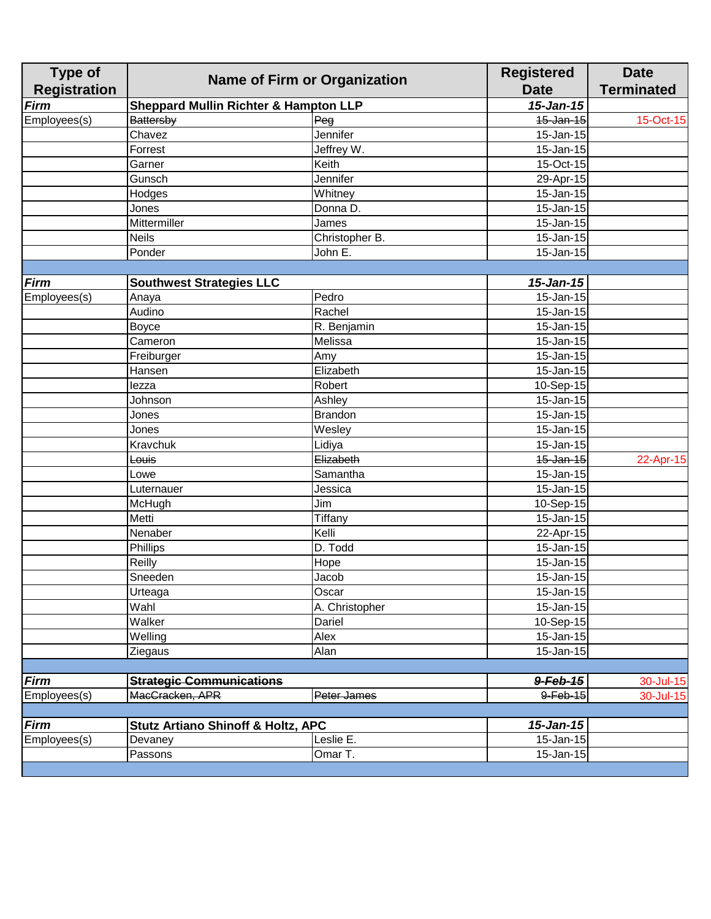| Type of Registration | Name of Firm or Organization | | Registered Date | Date Terminated |
|---|---|---|---|---|
| ***Firm*** | **Sheppard Mullin Richter & Hampton LLP** | | ***15-Jan-15*** | |
| Employees(s) | ~~Battersby~~ | ~~Peg~~ | ~~15-Jan-15~~ | 15-Oct-15 |
| | Chavez | Jennifer | 15-Jan-15 | |
| | Forrest | Jeffrey W. | 15-Jan-15 | |
| | Garner | Keith | 15-Oct-15 | |
| | Gunsch | Jennifer | 29-Apr-15 | |
| | Hodges | Whitney | 15-Jan-15 | |
| | Jones | Donna D. | 15-Jan-15 | |
| | Mittermiller | James | 15-Jan-15 | |
| | Neils | Christopher B. | 15-Jan-15 | |
| | Ponder | John E. | 15-Jan-15 | |
| | | | | |
| ***Firm*** | **Southwest Strategies LLC** | | ***15-Jan-15*** | |
| Employees(s) | Anaya | Pedro | 15-Jan-15 | |
| | Audino | Rachel | 15-Jan-15 | |
| | Boyce | R. Benjamin | 15-Jan-15 | |
| | Cameron | Melissa | 15-Jan-15 | |
| | Freiburger | Amy | 15-Jan-15 | |
| | Hansen | Elizabeth | 15-Jan-15 | |
| | Iezza | Robert | 10-Sep-15 | |
| | Johnson | Ashley | 15-Jan-15 | |
| | Jones | Brandon | 15-Jan-15 | |
| | Jones | Wesley | 15-Jan-15 | |
| | Kravchuk | Lidiya | 15-Jan-15 | |
| | ~~Louis~~ | ~~Elizabeth~~ | ~~15-Jan-15~~ | 22-Apr-15 |
| | Lowe | Samantha | 15-Jan-15 | |
| | Luternauer | Jessica | 15-Jan-15 | |
| | McHugh | Jim | 10-Sep-15 | |
| | Metti | Tiffany | 15-Jan-15 | |
| | Nenaber | Kelli | 22-Apr-15 | |
| | Phillips | D. Todd | 15-Jan-15 | |
| | Reilly | Hope | 15-Jan-15 | |
| | Sneeden | Jacob | 15-Jan-15 | |
| | Urteaga | Oscar | 15-Jan-15 | |
| | Wahl | A. Christopher | 15-Jan-15 | |
| | Walker | Dariel | 10-Sep-15 | |
| | Welling | Alex | 15-Jan-15 | |
| | Ziegaus | Alan | 15-Jan-15 | |
| | | | | |
| ***Firm*** | ~~**Strategic Communications**~~ | | ~~***9-Feb-15***~~ | 30-Jul-15 |
| Employees(s) | ~~MacCracken, APR~~ | ~~Peter James~~ | ~~9-Feb-15~~ | 30-Jul-15 |
| | | | | |
| ***Firm*** | **Stutz Artiano Shinoff & Holtz, APC** | | ***15-Jan-15*** | |
| Employees(s) | Devaney | Leslie E. | 15-Jan-15 | |
| | Passons | Omar T. | 15-Jan-15 | |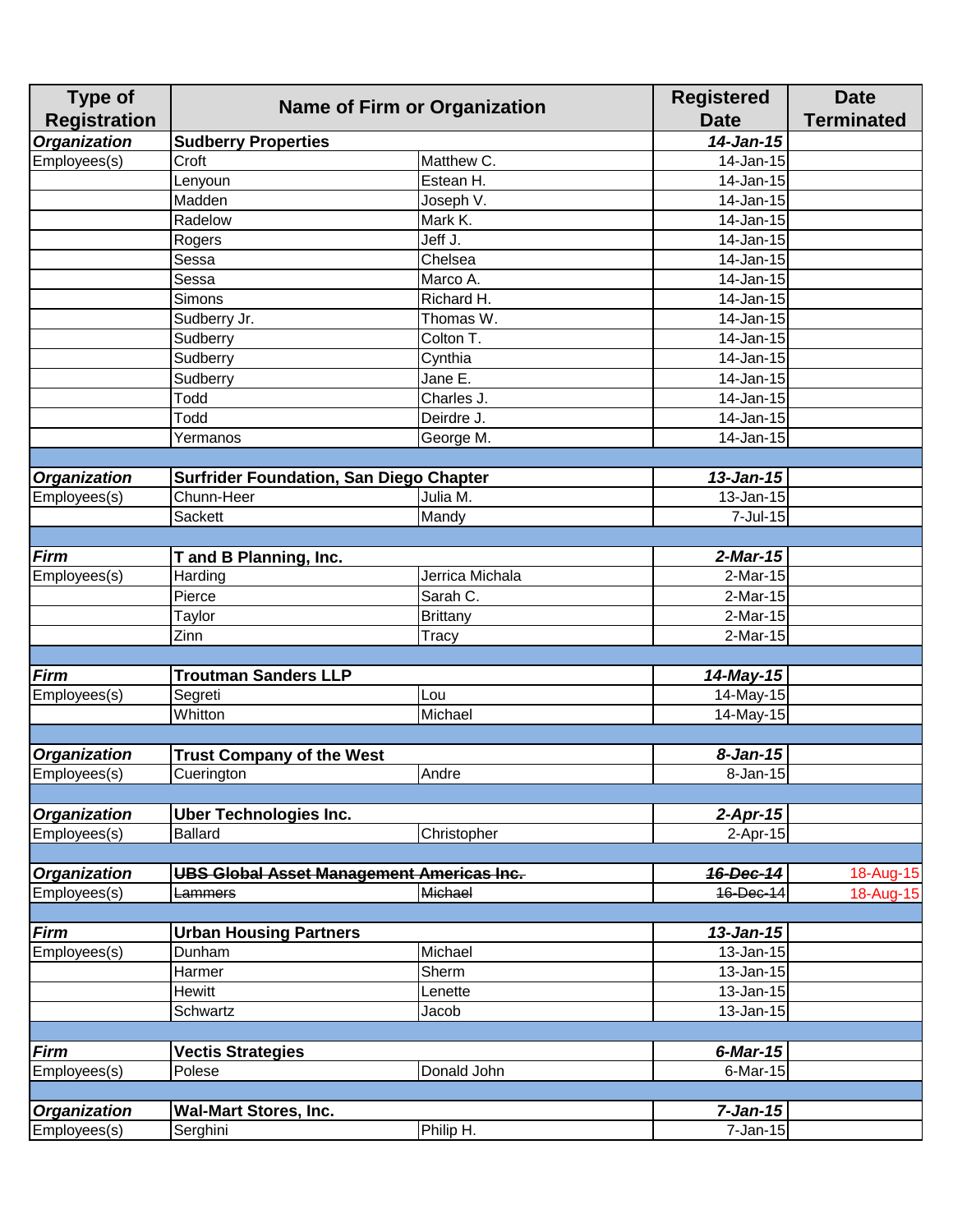| Type of Registration | Name of Firm or Organization | | Registered Date | Date Terminated |
|---|---|---|---|---|
| ***Organization*** | **Sudberry Properties** | | ***14-Jan-15*** | |
| Employees(s) | Croft | Matthew C. | 14-Jan-15 | |
| | Lenyoun | Estean H. | 14-Jan-15 | |
| | Madden | Joseph V. | 14-Jan-15 | |
| | Radelow | Mark K. | 14-Jan-15 | |
| | Rogers | Jeff J. | 14-Jan-15 | |
| | Sessa | Chelsea | 14-Jan-15 | |
| | Sessa | Marco A. | 14-Jan-15 | |
| | Simons | Richard H. | 14-Jan-15 | |
| | Sudberry Jr. | Thomas W. | 14-Jan-15 | |
| | Sudberry | Colton T. | 14-Jan-15 | |
| | Sudberry | Cynthia | 14-Jan-15 | |
| | Sudberry | Jane E. | 14-Jan-15 | |
| | Todd | Charles J. | 14-Jan-15 | |
| | Todd | Deirdre J. | 14-Jan-15 | |
| | Yermanos | George M. | 14-Jan-15 | |
| | | | | |
| ***Organization*** | **Surfrider Foundation, San Diego Chapter** | | ***13-Jan-15*** | |
| Employees(s) | Chunn-Heer | Julia M. | 13-Jan-15 | |
| | Sackett | Mandy | 7-Jul-15 | |
| | | | | |
| ***Firm*** | **T and B Planning, Inc.** | | ***2-Mar-15*** | |
| Employees(s) | Harding | Jerrica Michala | 2-Mar-15 | |
| | Pierce | Sarah C. | 2-Mar-15 | |
| | Taylor | Brittany | 2-Mar-15 | |
| | Zinn | Tracy | 2-Mar-15 | |
| | | | | |
| ***Firm*** | **Troutman Sanders LLP** | | ***14-May-15*** | |
| Employees(s) | Segreti | Lou | 14-May-15 | |
| | Whitton | Michael | 14-May-15 | |
| | | | | |
| ***Organization*** | **Trust Company of the West** | | ***8-Jan-15*** | |
| Employees(s) | Cuerington | Andre | 8-Jan-15 | |
| | | | | |
| ***Organization*** | **Uber Technologies Inc.** | | ***2-Apr-15*** | |
| Employees(s) | Ballard | Christopher | 2-Apr-15 | |
| | | | | |
| ***Organization*** | ~~**UBS Global Asset Management Americas Inc.**~~ | | ~~***16-Dec-14***~~ | 18-Aug-15 |
| Employees(s) | ~~Lammers~~ | ~~Michael~~ | ~~16-Dec-14~~ | 18-Aug-15 |
| | | | | |
| ***Firm*** | **Urban Housing Partners** | | ***13-Jan-15*** | |
| Employees(s) | Dunham | Michael | 13-Jan-15 | |
| | Harmer | Sherm | 13-Jan-15 | |
| | Hewitt | Lenette | 13-Jan-15 | |
| | Schwartz | Jacob | 13-Jan-15 | |
| | | | | |
| ***Firm*** | **Vectis Strategies** | | ***6-Mar-15*** | |
| Employees(s) | Polese | Donald John | 6-Mar-15 | |
| | | | | |
| ***Organization*** | **Wal-Mart Stores, Inc.** | | ***7-Jan-15*** | |
| Employees(s) | Serghini | Philip H. | 7-Jan-15 | |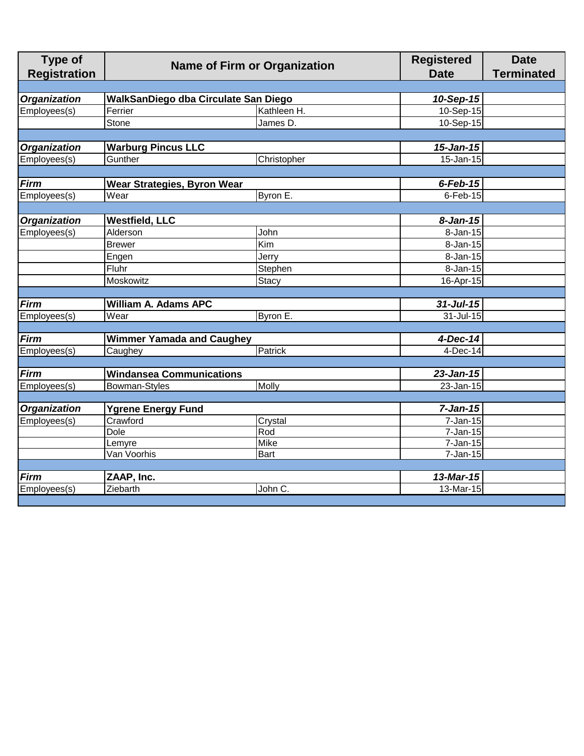| Type of Registration | Name of Firm or Organization | | Registered Date | Date Terminated |
|---|---|---|---|---|
| | | | | |
| ***Organization*** | **WalkSanDiego dba Circulate San Diego** | | ***10-Sep-15*** | |
| Employees(s) | Ferrier | Kathleen H. | 10-Sep-15 | |
| | Stone | James D. | 10-Sep-15 | |
| | | | | |
| ***Organization*** | **Warburg Pincus LLC** | | ***15-Jan-15*** | |
| Employees(s) | Gunther | Christopher | 15-Jan-15 | |
| | | | | |
| ***Firm*** | **Wear Strategies, Byron Wear** | | ***6-Feb-15*** | |
| Employees(s) | Wear | Byron E. | 6-Feb-15 | |
| | | | | |
| ***Organization*** | **Westfield, LLC** | | ***8-Jan-15*** | |
| Employees(s) | Alderson | John | 8-Jan-15 | |
| | Brewer | Kim | 8-Jan-15 | |
| | Engen | Jerry | 8-Jan-15 | |
| | Fluhr | Stephen | 8-Jan-15 | |
| | Moskowitz | Stacy | 16-Apr-15 | |
| | | | | |
| ***Firm*** | **William A. Adams APC** | | ***31-Jul-15*** | |
| Employees(s) | Wear | Byron E. | 31-Jul-15 | |
| | | | | |
| ***Firm*** | **Wimmer Yamada and Caughey** | | ***4-Dec-14*** | |
| Employees(s) | Caughey | Patrick | 4-Dec-14 | |
| | | | | |
| ***Firm*** | **Windansea Communications** | | ***23-Jan-15*** | |
| Employees(s) | Bowman-Styles | Molly | 23-Jan-15 | |
| | | | | |
| ***Organization*** | **Ygrene Energy Fund** | | ***7-Jan-15*** | |
| Employees(s) | Crawford | Crystal | 7-Jan-15 | |
| | Dole | Rod | 7-Jan-15 | |
| | Lemyre | Mike | 7-Jan-15 | |
| | Van Voorhis | Bart | 7-Jan-15 | |
| | | | | |
| ***Firm*** | **ZAAP, Inc.** | | ***13-Mar-15*** | |
| Employees(s) | Ziebarth | John C. | 13-Mar-15 | |